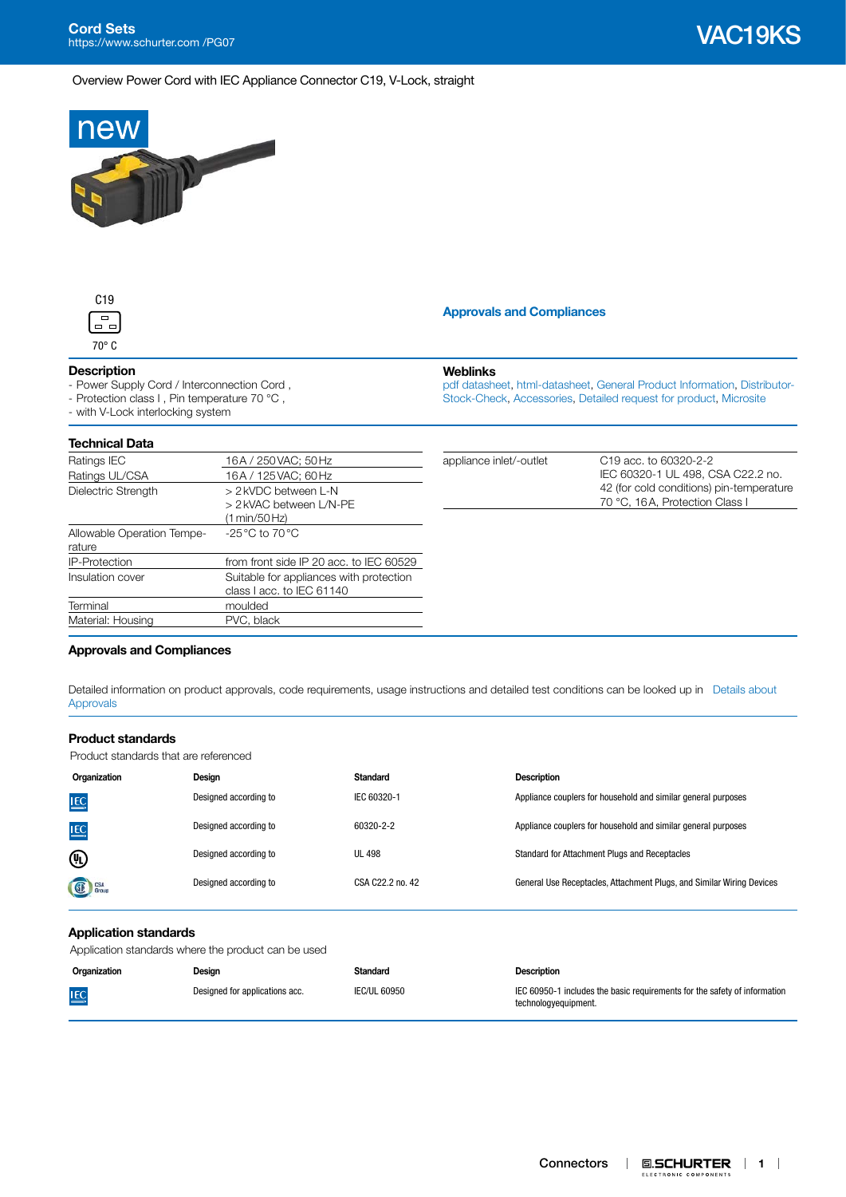# VAC19KS

Overview Power Cord with IEC Appliance Connector C19, V-Lock, straight

new

C19

70° C

Approvals and Compliances

## Description

- Power Supply Cord / Interconnection Cord ,
- Protection class I , Pin temperature 70 °C ,
- with V-Lock interlocking system

## Weblinks

pdf datasheet, html-datasheet, General Product Information, Distributor-Stock-Check, Accessories, Detailed request for product, Microsite

## Technical Data

| | |
|---|---|
| Ratings IEC | 16 A / 250 VAC; 50 Hz |
| Ratings UL/CSA | 16 A / 125 VAC; 60 Hz |
| Dielectric Strength | > 2 kVDC between L-N<br>> 2 kVAC between L/N-PE<br>(1 min/50 Hz) |
| Allowable Operation Temperature | -25 °C to 70 °C |
| IP-Protection | from front side IP 20 acc. to IEC 60529 |
| Insulation cover | Suitable for appliances with protection class I acc. to IEC 61140 |
| Terminal | moulded |
| Material: Housing | PVC, black |

| | |
|---|---|
| appliance inlet/-outlet | C19 acc. to 60320-2-2<br>IEC 60320-1 UL 498, CSA C22.2 no. 42 (for cold conditions) pin-temperature 70 °C, 16 A, Protection Class I |

## Approvals and Compliances

Detailed information on product approvals, code requirements, usage instructions and detailed test conditions can be looked up in Details about Approvals

### Product standards

Product standards that are referenced

| Organization | Design | Standard | Description |
|---|---|---|---|
| IEC | Designed according to | IEC 60320-1 | Appliance couplers for household and similar general purposes |
| IEC | Designed according to | 60320-2-2 | Appliance couplers for household and similar general purposes |
| UL | Designed according to | UL 498 | Standard for Attachment Plugs and Receptacles |
| CSA Group | Designed according to | CSA C22.2 no. 42 | General Use Receptacles, Attachment Plugs, and Similar Wiring Devices |

### Application standards

Application standards where the product can be used

| Organization | Design | Standard | Description |
|---|---|---|---|
| IEC | Designed for applications acc. | IEC/UL 60950 | IEC 60950-1 includes the basic requirements for the safety of information technologyequipment. |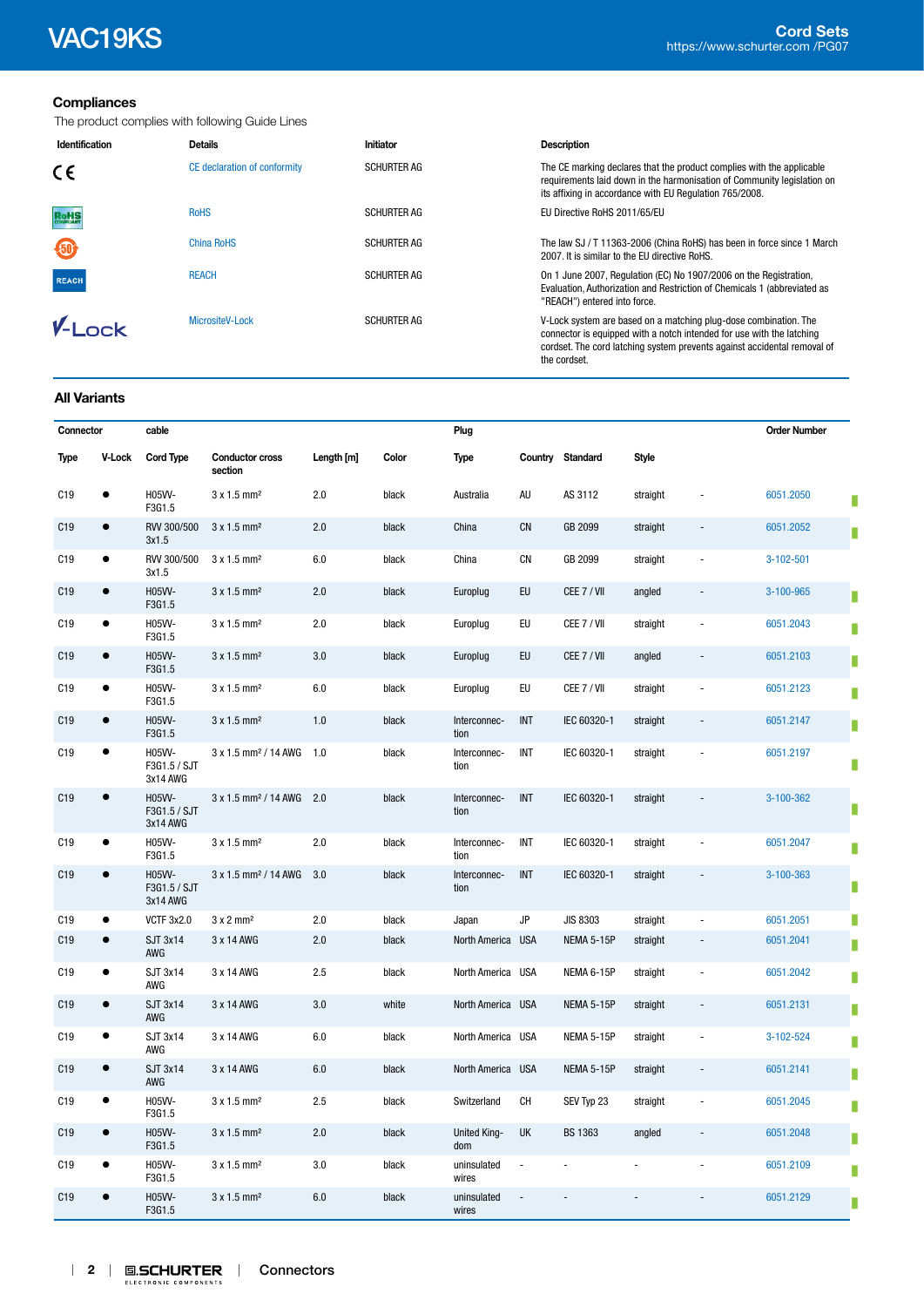## Compliances

The product complies with following Guide Lines

| Identification | Details | Initiator | Description |
|---|---|---|---|
| CE | CE declaration of conformity | SCHURTER AG | The CE marking declares that the product complies with the applicable requirements laid down in the harmonisation of Community legislation on its affixing in accordance with EU Regulation 765/2008. |
| RoHS | RoHS | SCHURTER AG | EU Directive RoHS 2011/65/EU |
| 50 | China RoHS | SCHURTER AG | The law SJ / T 11363-2006 (China RoHS) has been in force since 1 March 2007. It is similar to the EU directive RoHS. |
| REACH | REACH | SCHURTER AG | On 1 June 2007, Regulation (EC) No 1907/2006 on the Registration, Evaluation, Authorization and Restriction of Chemicals 1 (abbreviated as "REACH") entered into force. |
| V-Lock | MicrositeV-Lock | SCHURTER AG | V-Lock system are based on a matching plug-dose combination. The connector is equipped with a notch intended for use with the latching cordset. The cord latching system prevents against accidental removal of the cordset. |

## All Variants

| Connector | | cable | | | | Plug | | | | | Order Number |
|---|---|---|---|---|---|---|---|---|---|---|---|
| Type | V-Lock | Cord Type | Conductor cross section | Length [m] | Color | Type | Country | Standard | Style | | |
| C19 | ● | H05VV-F3G1.5 | 3 x 1.5 mm² | 2.0 | black | Australia | AU | AS 3112 | straight | - | 6051.2050 |
| C19 | ● | RVV 300/500 3x1.5 | 3 x 1.5 mm² | 2.0 | black | China | CN | GB 2099 | straight | - | 6051.2052 |
| C19 | ● | RVV 300/500 3x1.5 | 3 x 1.5 mm² | 6.0 | black | China | CN | GB 2099 | straight | - | 3-102-501 |
| C19 | ● | H05VV-F3G1.5 | 3 x 1.5 mm² | 2.0 | black | Europlug | EU | CEE 7 / VII | angled | - | 3-100-965 |
| C19 | ● | H05VV-F3G1.5 | 3 x 1.5 mm² | 2.0 | black | Europlug | EU | CEE 7 / VII | straight | - | 6051.2043 |
| C19 | ● | H05VV-F3G1.5 | 3 x 1.5 mm² | 3.0 | black | Europlug | EU | CEE 7 / VII | angled | - | 6051.2103 |
| C19 | ● | H05VV-F3G1.5 | 3 x 1.5 mm² | 6.0 | black | Europlug | EU | CEE 7 / VII | straight | - | 6051.2123 |
| C19 | ● | H05VV-F3G1.5 | 3 x 1.5 mm² | 1.0 | black | Interconnection | INT | IEC 60320-1 | straight | - | 6051.2147 |
| C19 | ● | H05VV-F3G1.5 / SJT 3x14 AWG | 3 x 1.5 mm² / 14 AWG | 1.0 | black | Interconnection | INT | IEC 60320-1 | straight | - | 6051.2197 |
| C19 | ● | H05VV-F3G1.5 / SJT 3x14 AWG | 3 x 1.5 mm² / 14 AWG | 2.0 | black | Interconnection | INT | IEC 60320-1 | straight | - | 3-100-362 |
| C19 | ● | H05VV-F3G1.5 | 3 x 1.5 mm² | 2.0 | black | Interconnection | INT | IEC 60320-1 | straight | - | 6051.2047 |
| C19 | ● | H05VV-F3G1.5 / SJT 3x14 AWG | 3 x 1.5 mm² / 14 AWG | 3.0 | black | Interconnection | INT | IEC 60320-1 | straight | - | 3-100-363 |
| C19 | ● | VCTF 3x2.0 | 3 x 2 mm² | 2.0 | black | Japan | JP | JIS 8303 | straight | - | 6051.2051 |
| C19 | ● | SJT 3x14 AWG | 3 x 14 AWG | 2.0 | black | North America | USA | NEMA 5-15P | straight | - | 6051.2041 |
| C19 | ● | SJT 3x14 AWG | 3 x 14 AWG | 2.5 | black | North America | USA | NEMA 6-15P | straight | - | 6051.2042 |
| C19 | ● | SJT 3x14 AWG | 3 x 14 AWG | 3.0 | white | North America | USA | NEMA 5-15P | straight | - | 6051.2131 |
| C19 | ● | SJT 3x14 AWG | 3 x 14 AWG | 6.0 | black | North America | USA | NEMA 5-15P | straight | - | 3-102-524 |
| C19 | ● | SJT 3x14 AWG | 3 x 14 AWG | 6.0 | black | North America | USA | NEMA 5-15P | straight | - | 6051.2141 |
| C19 | ● | H05VV-F3G1.5 | 3 x 1.5 mm² | 2.5 | black | Switzerland | CH | SEV Typ 23 | straight | - | 6051.2045 |
| C19 | ● | H05VV-F3G1.5 | 3 x 1.5 mm² | 2.0 | black | United Kingdom | UK | BS 1363 | angled | - | 6051.2048 |
| C19 | ● | H05VV-F3G1.5 | 3 x 1.5 mm² | 3.0 | black | uninsulated wires | - | - | - | - | 6051.2109 |
| C19 | ● | H05VV-F3G1.5 | 3 x 1.5 mm² | 6.0 | black | uninsulated wires | - | - | - | - | 6051.2129 |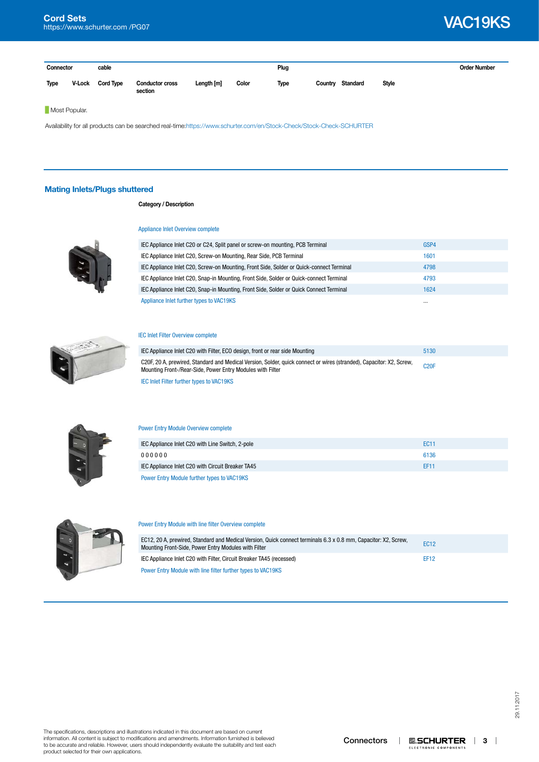| Connector | | cable | | | | Plug | | | | Order Number |
|---|---|---|---|---|---|---|---|---|---|---|
| Type | V-Lock | Cord Type | Conductor cross section | Length [m] | Color | Type | Country | Standard | Style | |

Most Popular.

Availability for all products can be searched real-time:https://www.schurter.com/en/Stock-Check/Stock-Check-SCHURTER

## Mating Inlets/Plugs shuttered

**Category / Description**

Appliance Inlet Overview complete

| | |
|---|---|
| IEC Appliance Inlet C20 or C24, Split panel or screw-on mounting, PCB Terminal | GSP4 |
| IEC Appliance Inlet C20, Screw-on Mounting, Rear Side, PCB Terminal | 1601 |
| IEC Appliance Inlet C20, Screw-on Mounting, Front Side, Solder or Quick-connect Terminal | 4798 |
| IEC Appliance Inlet C20, Snap-in Mounting, Front Side, Solder or Quick-connect Terminal | 4793 |
| IEC Appliance Inlet C20, Snap-in Mounting, Front Side, Solder or Quick Connect Terminal | 1624 |
| Appliance Inlet further types to VAC19KS | ... |

IEC Inlet Filter Overview complete

| | |
|---|---|
| IEC Appliance Inlet C20 with Filter, ECO design, front or rear side Mounting | 5130 |
| C20F, 20 A, prewired, Standard and Medical Version, Solder, quick connect or wires (stranded), Capacitor: X2, Screw, Mounting Front-/Rear-Side, Power Entry Modules with Filter | C20F |
| IEC Inlet Filter further types to VAC19KS | |

Power Entry Module Overview complete

| | |
|---|---|
| IEC Appliance Inlet C20 with Line Switch, 2-pole | EC11 |
| 0 0 0 0 0 0 | 6136 |
| IEC Appliance Inlet C20 with Circuit Breaker TA45 | EF11 |
| Power Entry Module further types to VAC19KS | |

Power Entry Module with line filter Overview complete

| | |
|---|---|
| EC12, 20 A, prewired, Standard and Medical Version, Quick connect terminals 6.3 x 0.8 mm, Capacitor: X2, Screw, Mounting Front-Side, Power Entry Modules with Filter | EC12 |
| IEC Appliance Inlet C20 with Filter, Circuit Breaker TA45 (recessed) | EF12 |
| Power Entry Module with line filter further types to VAC19KS | |

29.11.2017

The specifications, descriptions and illustrations indicated in this document are based on current information. All content is subject to modifications and amendments. Information furnished is believed to be accurate and reliable. However, users should independently evaluate the suitability and test each product selected for their own applications.